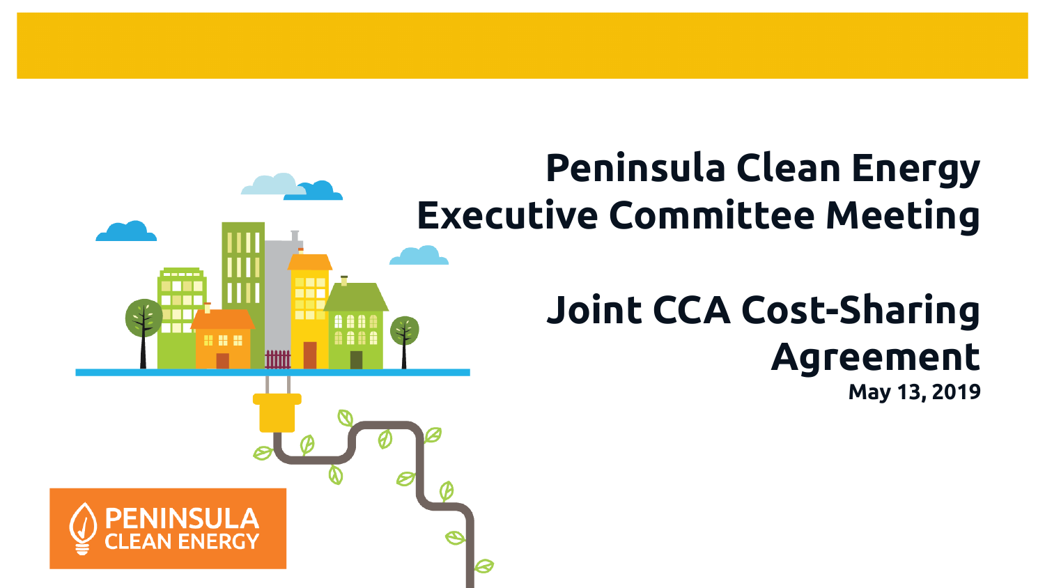# Peninsula Clean Energy Executive Committee Meeting

## Joint CCA Cost-Sharing Agreement

**May 13, 2019**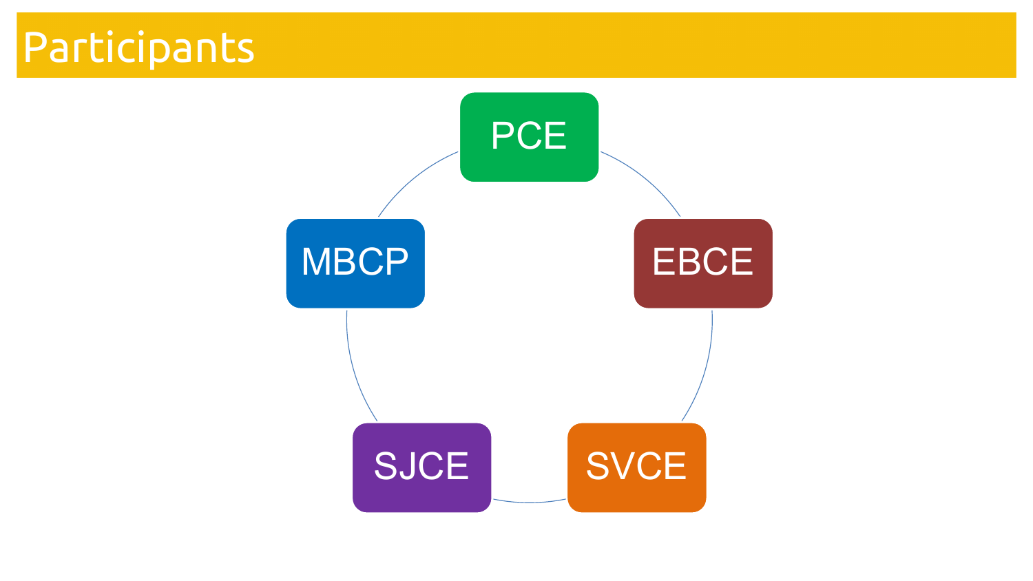# Participants

- PCE
- EBCE
- SVCE
- SJCE
- MBCP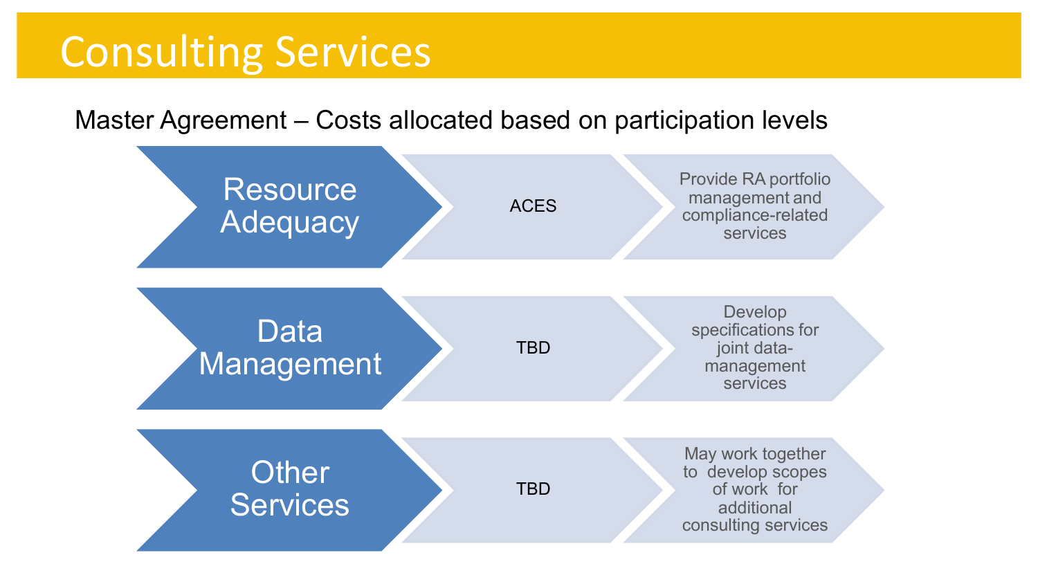# Consulting Services

Master Agreement – Costs allocated based on participation levels

| Service | Provider | Description |
| --- | --- | --- |
| Resource Adequacy | ACES | Provide RA portfolio management and compliance-related services |
| Data Management | TBD | Develop specifications for joint data-management services |
| Other Services | TBD | May work together to develop scopes of work for additional consulting services |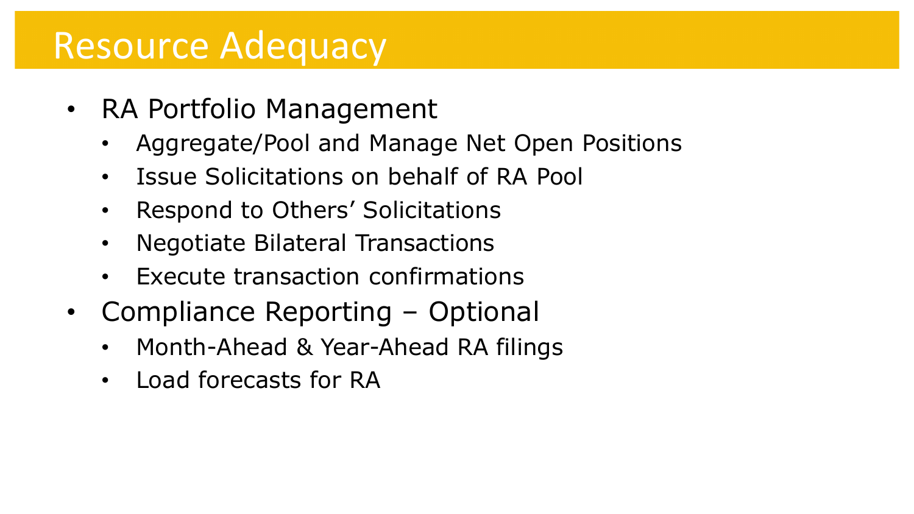# Resource Adequacy

- RA Portfolio Management
  - Aggregate/Pool and Manage Net Open Positions
  - Issue Solicitations on behalf of RA Pool
  - Respond to Others' Solicitations
  - Negotiate Bilateral Transactions
  - Execute transaction confirmations
- Compliance Reporting – Optional
  - Month-Ahead & Year-Ahead RA filings
  - Load forecasts for RA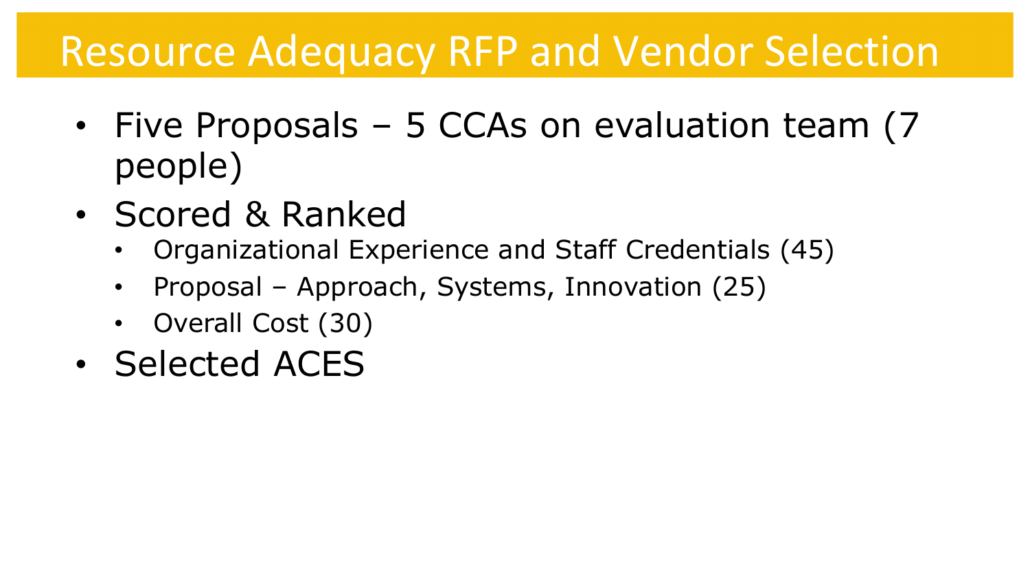# Resource Adequacy RFP and Vendor Selection

- Five Proposals – 5 CCAs on evaluation team (7 people)
- Scored & Ranked
  - Organizational Experience and Staff Credentials (45)
  - Proposal – Approach, Systems, Innovation (25)
  - Overall Cost (30)
- Selected ACES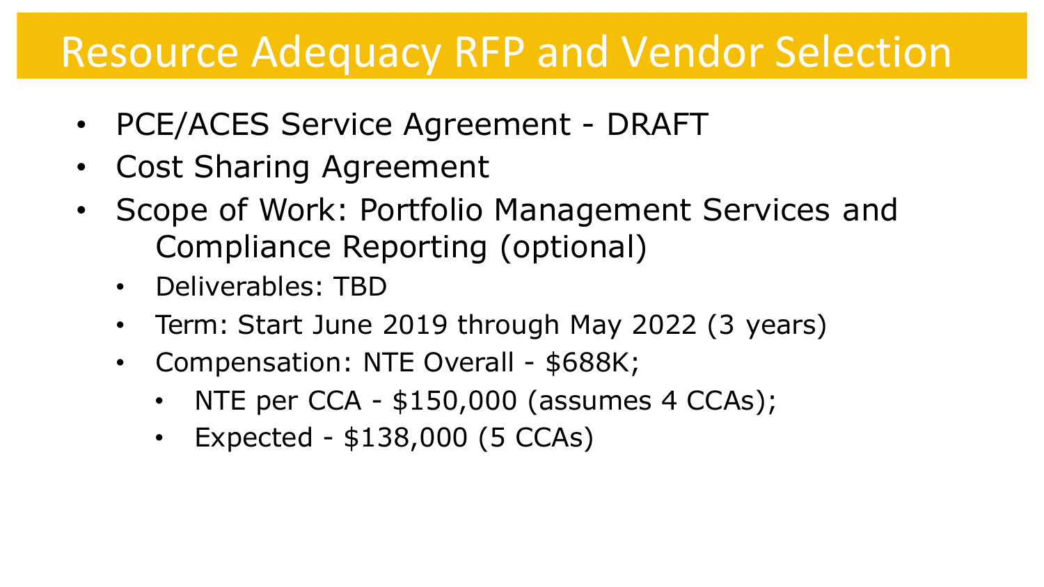# Resource Adequacy RFP and Vendor Selection

- PCE/ACES Service Agreement - DRAFT
- Cost Sharing Agreement
- Scope of Work: Portfolio Management Services and Compliance Reporting (optional)
  - Deliverables: TBD
  - Term: Start June 2019 through May 2022 (3 years)
  - Compensation: NTE Overall - $688K;
    - NTE per CCA - $150,000 (assumes 4 CCAs);
    - Expected - $138,000 (5 CCAs)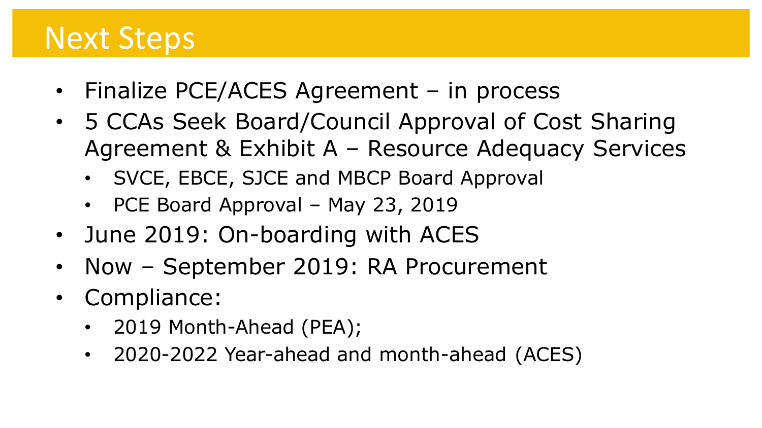# Next Steps

- Finalize PCE/ACES Agreement – in process
- 5 CCAs Seek Board/Council Approval of Cost Sharing Agreement & Exhibit A – Resource Adequacy Services
  - SVCE, EBCE, SJCE and MBCP Board Approval
  - PCE Board Approval – May 23, 2019
- June 2019: On-boarding with ACES
- Now – September 2019: RA Procurement
- Compliance:
  - 2019 Month-Ahead (PEA);
  - 2020-2022 Year-ahead and month-ahead (ACES)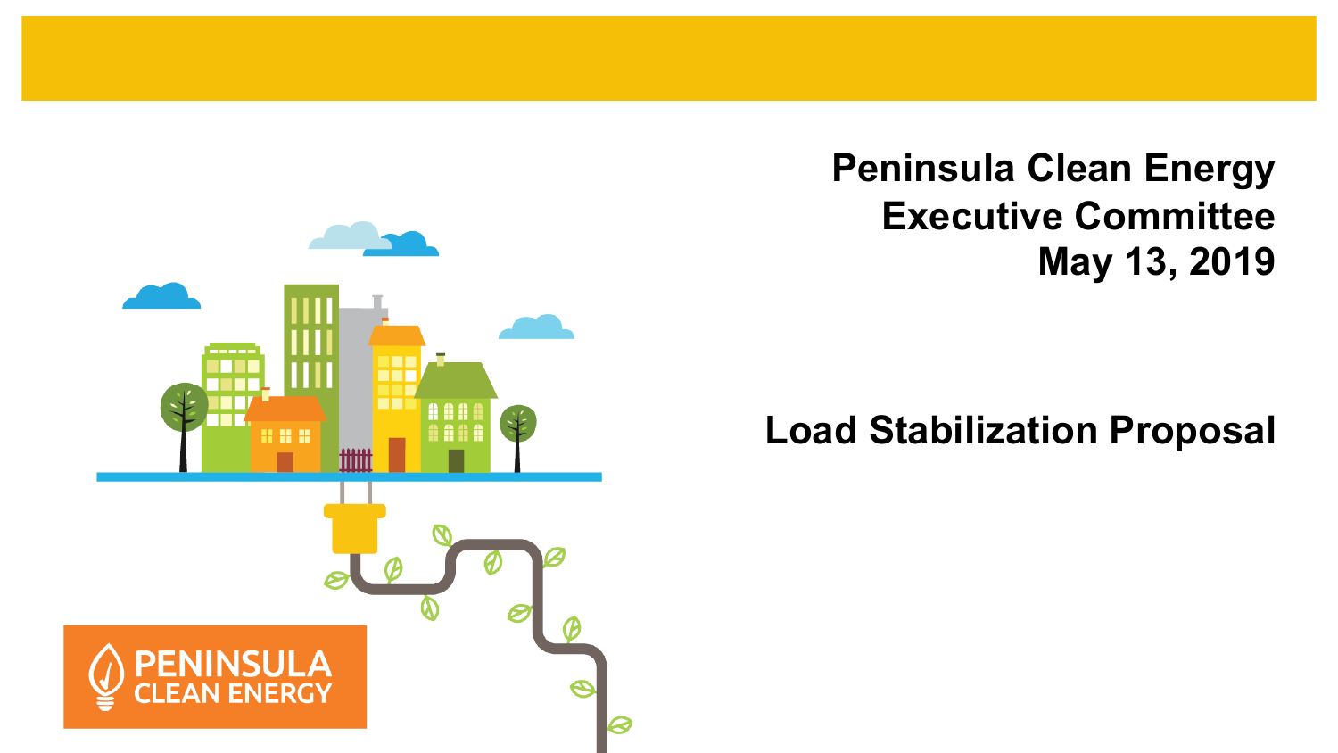# Peninsula Clean Energy Executive Committee May 13, 2019

## Load Stabilization Proposal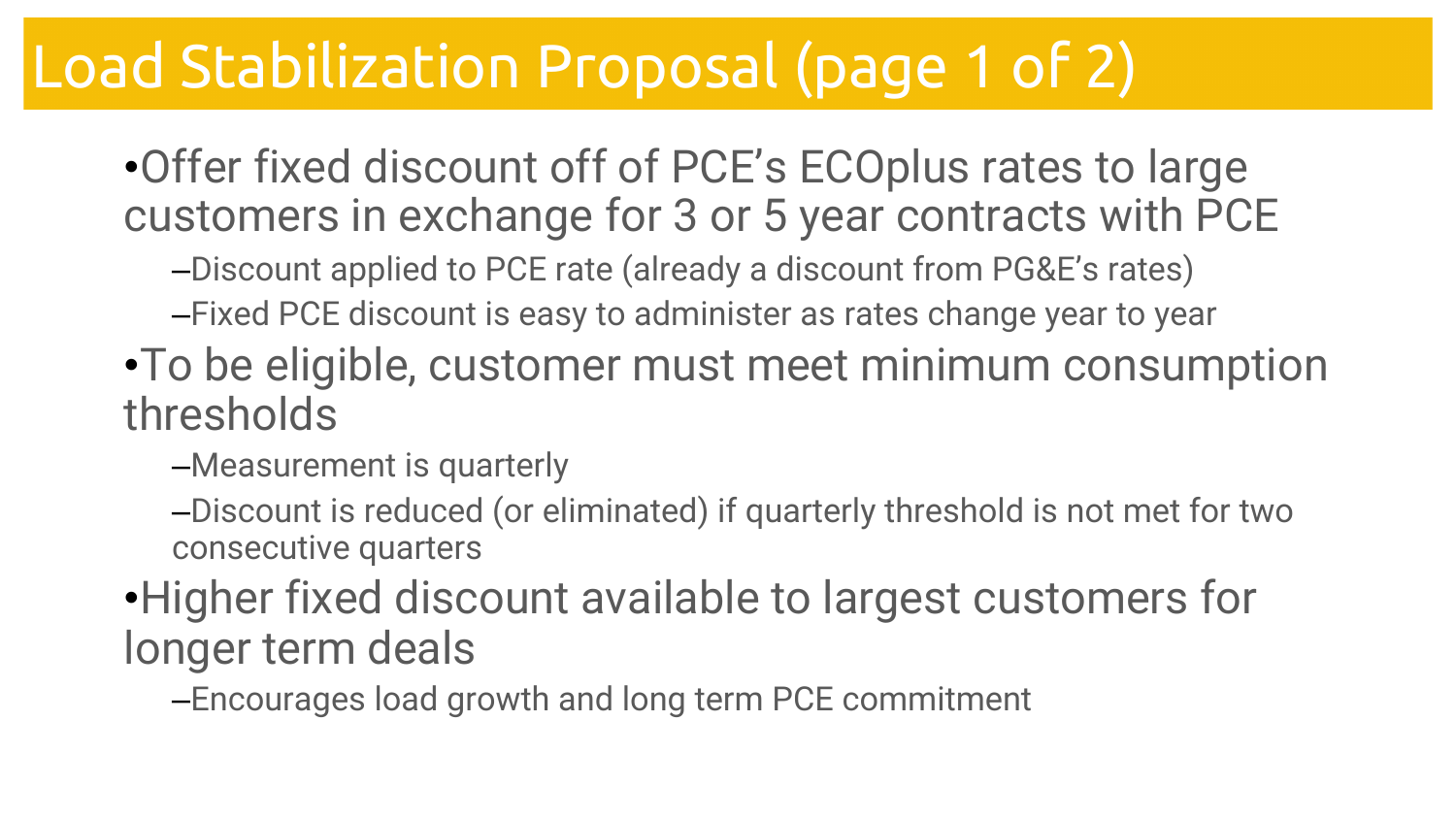# Load Stabilization Proposal (page 1 of 2)

- Offer fixed discount off of PCE's ECOplus rates to large customers in exchange for 3 or 5 year contracts with PCE
  - Discount applied to PCE rate (already a discount from PG&E's rates)
  - Fixed PCE discount is easy to administer as rates change year to year
- To be eligible, customer must meet minimum consumption thresholds
  - Measurement is quarterly
  - Discount is reduced (or eliminated) if quarterly threshold is not met for two consecutive quarters
- Higher fixed discount available to largest customers for longer term deals
  - Encourages load growth and long term PCE commitment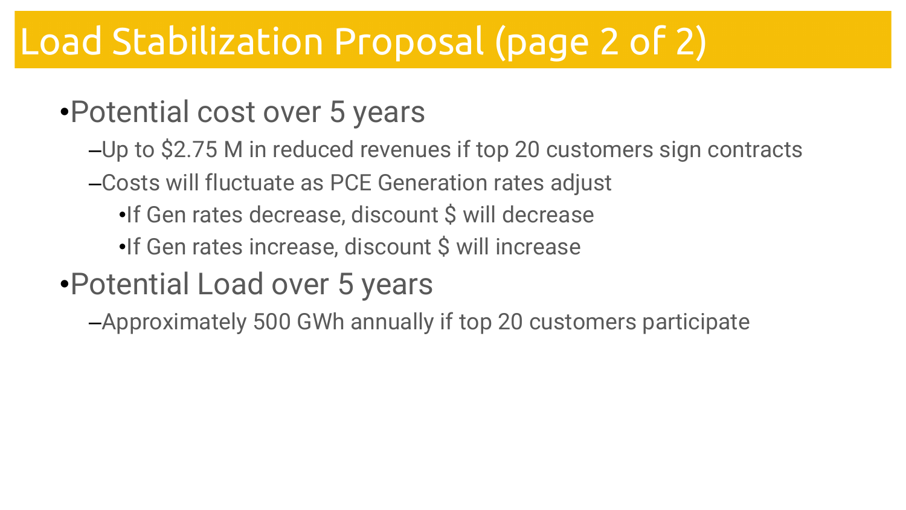# Load Stabilization Proposal (page 2 of 2)

- Potential cost over 5 years
  - Up to $2.75 M in reduced revenues if top 20 customers sign contracts
  - Costs will fluctuate as PCE Generation rates adjust
    - If Gen rates decrease, discount $ will decrease
    - If Gen rates increase, discount $ will increase
- Potential Load over 5 years
  - Approximately 500 GWh annually if top 20 customers participate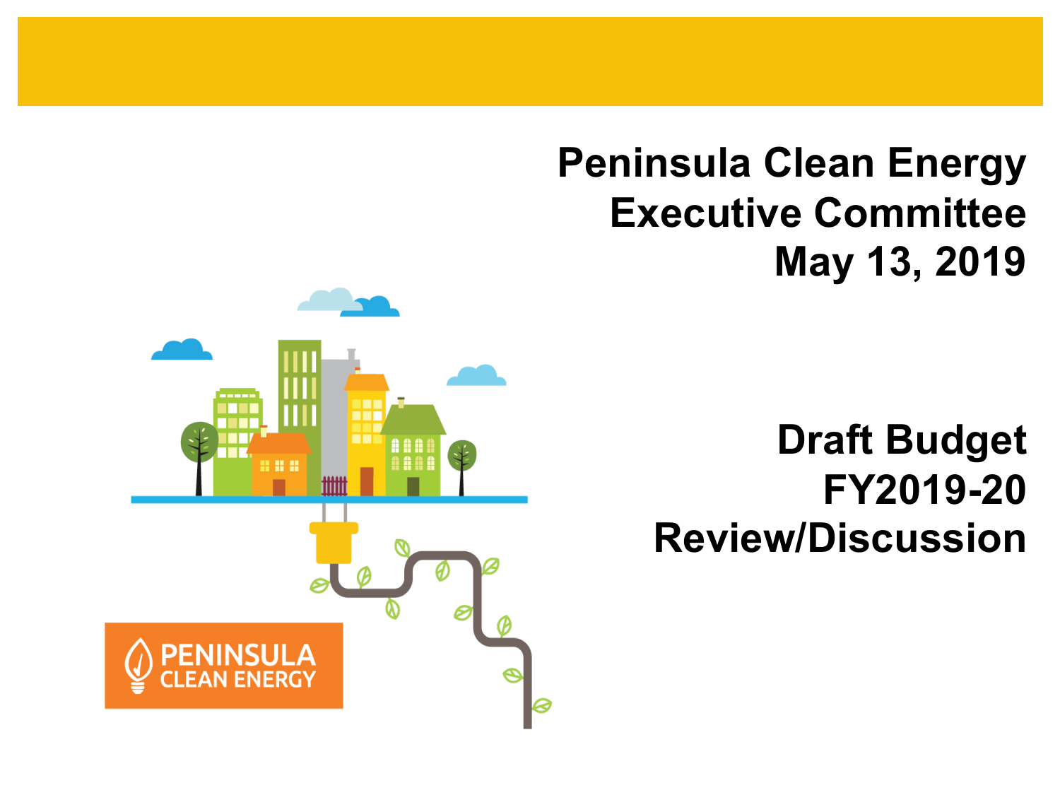# Peninsula Clean Energy
# Executive Committee
# May 13, 2019

## Draft Budget
## FY2019-20
## Review/Discussion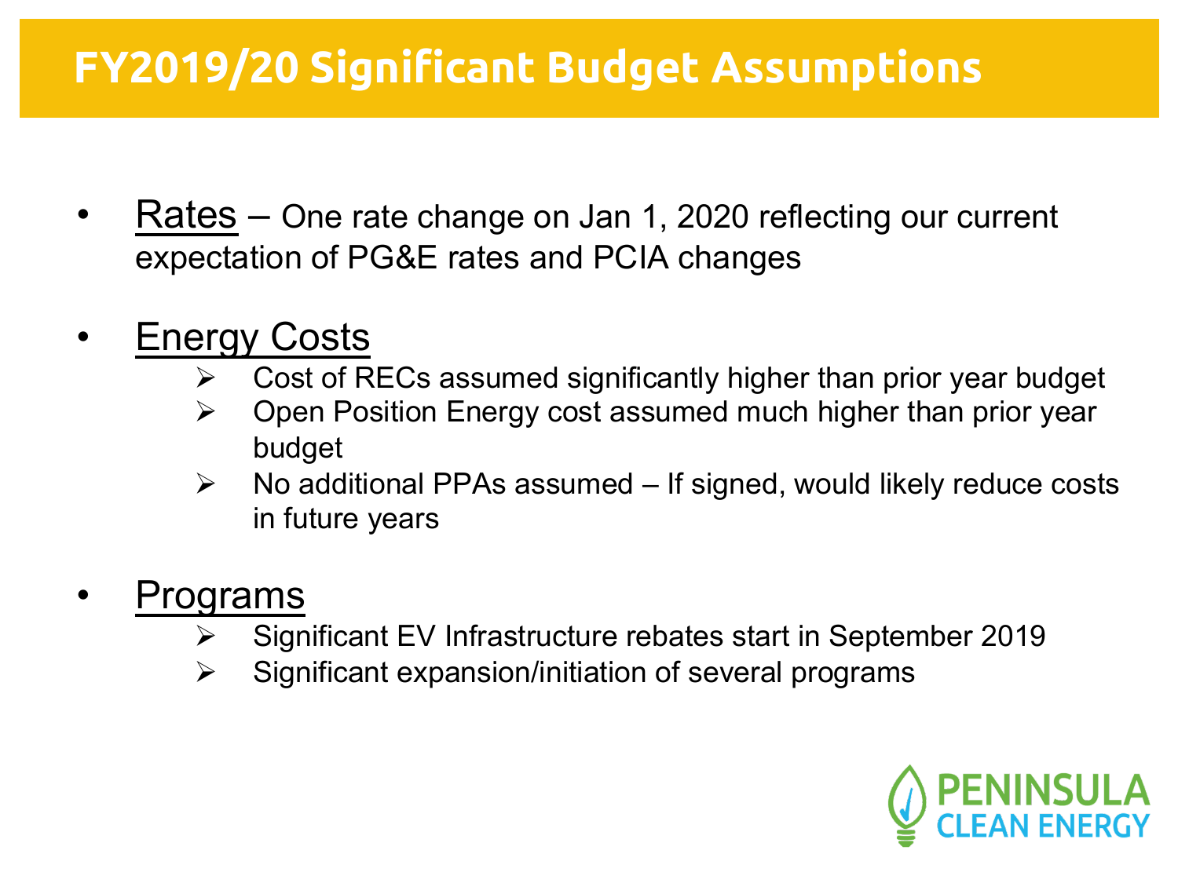# FY2019/20 Significant Budget Assumptions

- Rates – One rate change on Jan 1, 2020 reflecting our current expectation of PG&E rates and PCIA changes

- Energy Costs
  - Cost of RECs assumed significantly higher than prior year budget
  - Open Position Energy cost assumed much higher than prior year budget
  - No additional PPAs assumed – If signed, would likely reduce costs in future years

- Programs
  - Significant EV Infrastructure rebates start in September 2019
  - Significant expansion/initiation of several programs

PENINSULA CLEAN ENERGY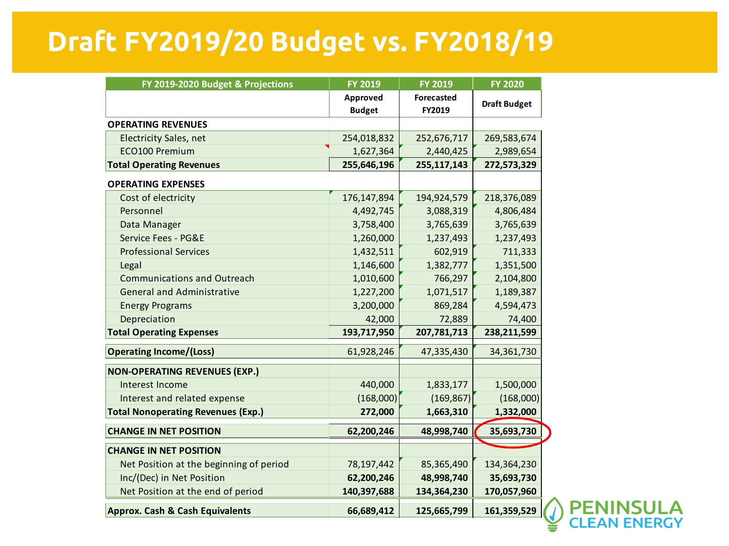# Draft FY2019/20 Budget vs. FY2018/19

| FY 2019-2020 Budget & Projections | FY 2019 | FY 2019 | FY 2020 |
|---|---|---|---|
| | Approved Budget | Forecasted FY2019 | Draft Budget |
| **OPERATING REVENUES** | | | |
| Electricity Sales, net | 254,018,832 | 252,676,717 | 269,583,674 |
| ECO100 Premium | 1,627,364 | 2,440,425 | 2,989,654 |
| **Total Operating Revenues** | **255,646,196** | **255,117,143** | **272,573,329** |
| **OPERATING EXPENSES** | | | |
| Cost of electricity | 176,147,894 | 194,924,579 | 218,376,089 |
| Personnel | 4,492,745 | 3,088,319 | 4,806,484 |
| Data Manager | 3,758,400 | 3,765,639 | 3,765,639 |
| Service Fees - PG&E | 1,260,000 | 1,237,493 | 1,237,493 |
| Professional Services | 1,432,511 | 602,919 | 711,333 |
| Legal | 1,146,600 | 1,382,777 | 1,351,500 |
| Communications and Outreach | 1,010,600 | 766,297 | 2,104,800 |
| General and Administrative | 1,227,200 | 1,071,517 | 1,189,387 |
| Energy Programs | 3,200,000 | 869,284 | 4,594,473 |
| Depreciation | 42,000 | 72,889 | 74,400 |
| **Total Operating Expenses** | **193,717,950** | **207,781,713** | **238,211,599** |
| **Operating Income/(Loss)** | 61,928,246 | 47,335,430 | 34,361,730 |
| **NON-OPERATING REVENUES (EXP.)** | | | |
| Interest Income | 440,000 | 1,833,177 | 1,500,000 |
| Interest and related expense | (168,000) | (169,867) | (168,000) |
| **Total Nonoperating Revenues (Exp.)** | **272,000** | **1,663,310** | **1,332,000** |
| **CHANGE IN NET POSITION** | **62,200,246** | **48,998,740** | **35,693,730** |
| **CHANGE IN NET POSITION** | | | |
| Net Position at the beginning of period | 78,197,442 | 85,365,490 | 134,364,230 |
| Inc/(Dec) in Net Position | **62,200,246** | **48,998,740** | **35,693,730** |
| Net Position at the end of period | **140,397,688** | **134,364,230** | **170,057,960** |
| **Approx. Cash & Cash Equivalents** | **66,689,412** | **125,665,799** | **161,359,529** |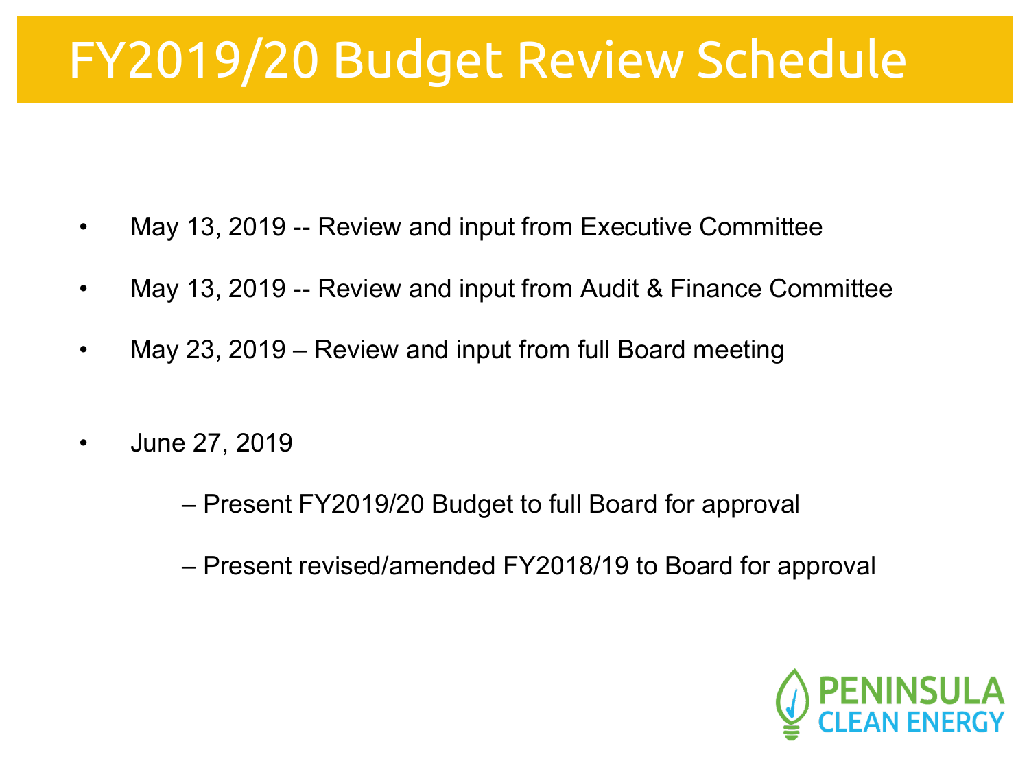# FY2019/20 Budget Review Schedule

- May 13, 2019 -- Review and input from Executive Committee
- May 13, 2019 -- Review and input from Audit & Finance Committee
- May 23, 2019 – Review and input from full Board meeting
- June 27, 2019
  - Present FY2019/20 Budget to full Board for approval
  - Present revised/amended FY2018/19 to Board for approval

PENINSULA CLEAN ENERGY